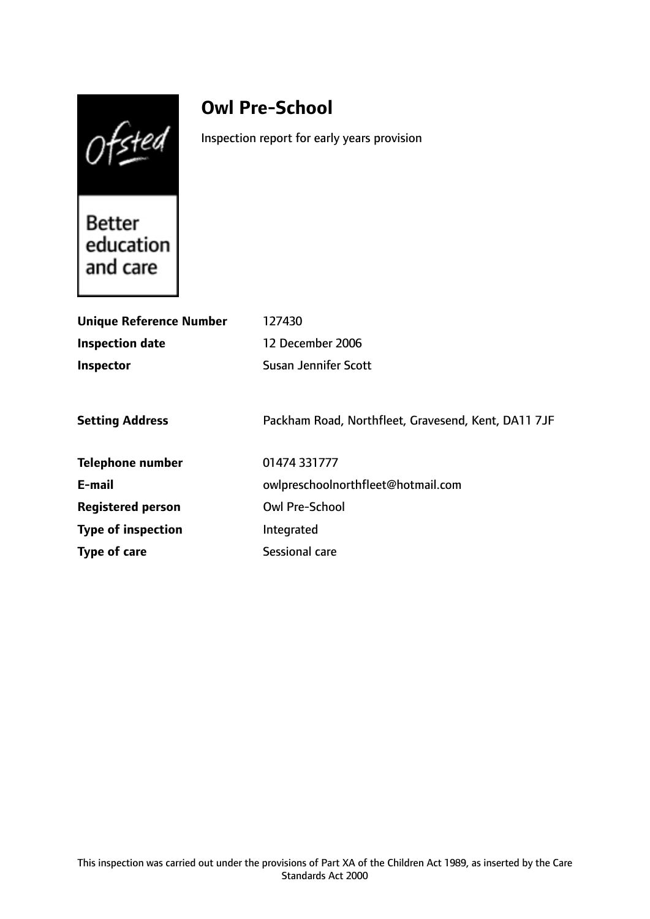Ofsted

Better education and care

# Owl Pre-School

Inspection report for early years provision

| | |
|---|---|
| **Unique Reference Number** | 127430 |
| **Inspection date** | 12 December 2006 |
| **Inspector** | Susan Jennifer Scott |
| **Setting Address** | Packham Road, Northfleet, Gravesend, Kent, DA11 7JF |
| **Telephone number** | 01474 331777 |
| **E-mail** | owlpreschoolnorthfleet@hotmail.com |
| **Registered person** | Owl Pre-School |
| **Type of inspection** | Integrated |
| **Type of care** | Sessional care |

This inspection was carried out under the provisions of Part XA of the Children Act 1989, as inserted by the Care Standards Act 2000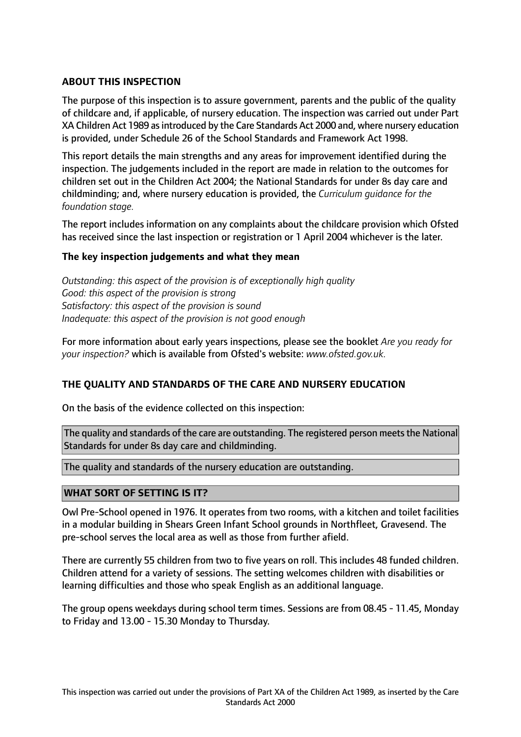## ABOUT THIS INSPECTION

The purpose of this inspection is to assure government, parents and the public of the quality of childcare and, if applicable, of nursery education. The inspection was carried out under Part XA Children Act 1989 as introduced by the Care Standards Act 2000 and, where nursery education is provided, under Schedule 26 of the School Standards and Framework Act 1998.

This report details the main strengths and any areas for improvement identified during the inspection. The judgements included in the report are made in relation to the outcomes for children set out in the Children Act 2004; the National Standards for under 8s day care and childminding; and, where nursery education is provided, the *Curriculum guidance for the foundation stage.*

The report includes information on any complaints about the childcare provision which Ofsted has received since the last inspection or registration or 1 April 2004 whichever is the later.

### The key inspection judgements and what they mean

*Outstanding: this aspect of the provision is of exceptionally high quality*
*Good: this aspect of the provision is strong*
*Satisfactory: this aspect of the provision is sound*
*Inadequate: this aspect of the provision is not good enough*

For more information about early years inspections, please see the booklet *Are you ready for your inspection?* which is available from Ofsted's website: *www.ofsted.gov.uk.*

## THE QUALITY AND STANDARDS OF THE CARE AND NURSERY EDUCATION

On the basis of the evidence collected on this inspection:

The quality and standards of the care are outstanding. The registered person meets the National Standards for under 8s day care and childminding.

The quality and standards of the nursery education are outstanding.

## WHAT SORT OF SETTING IS IT?

Owl Pre-School opened in 1976. It operates from two rooms, with a kitchen and toilet facilities in a modular building in Shears Green Infant School grounds in Northfleet, Gravesend. The pre-school serves the local area as well as those from further afield.

There are currently 55 children from two to five years on roll. This includes 48 funded children. Children attend for a variety of sessions. The setting welcomes children with disabilities or learning difficulties and those who speak English as an additional language.

The group opens weekdays during school term times. Sessions are from 08.45 - 11.45, Monday to Friday and 13.00 - 15.30 Monday to Thursday.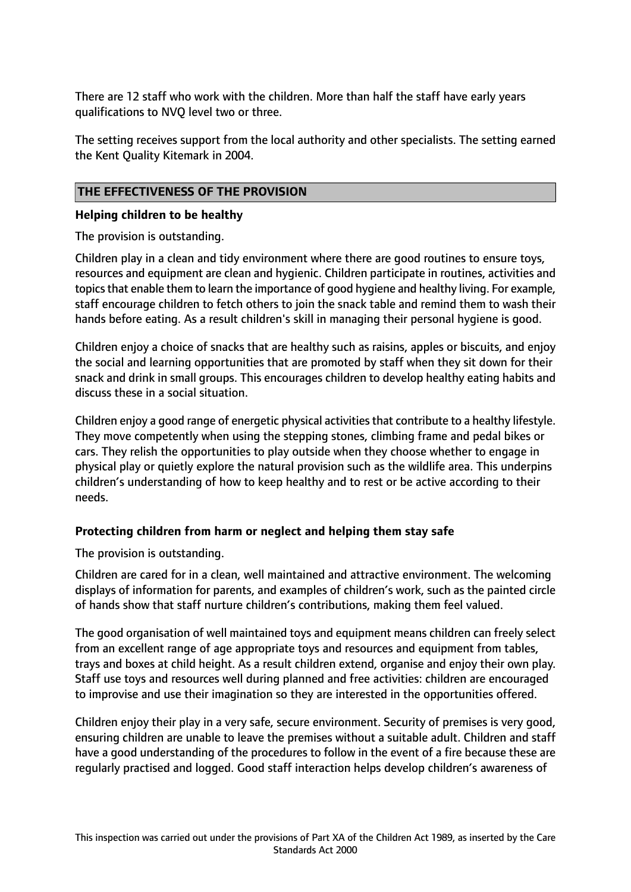There are 12 staff who work with the children. More than half the staff have early years qualifications to NVQ level two or three.

The setting receives support from the local authority and other specialists. The setting earned the Kent Quality Kitemark in 2004.

## THE EFFECTIVENESS OF THE PROVISION

### Helping children to be healthy

The provision is outstanding.

Children play in a clean and tidy environment where there are good routines to ensure toys, resources and equipment are clean and hygienic. Children participate in routines, activities and topics that enable them to learn the importance of good hygiene and healthy living. For example, staff encourage children to fetch others to join the snack table and remind them to wash their hands before eating. As a result children's skill in managing their personal hygiene is good.

Children enjoy a choice of snacks that are healthy such as raisins, apples or biscuits, and enjoy the social and learning opportunities that are promoted by staff when they sit down for their snack and drink in small groups. This encourages children to develop healthy eating habits and discuss these in a social situation.

Children enjoy a good range of energetic physical activities that contribute to a healthy lifestyle. They move competently when using the stepping stones, climbing frame and pedal bikes or cars. They relish the opportunities to play outside when they choose whether to engage in physical play or quietly explore the natural provision such as the wildlife area. This underpins children's understanding of how to keep healthy and to rest or be active according to their needs.

### Protecting children from harm or neglect and helping them stay safe

The provision is outstanding.

Children are cared for in a clean, well maintained and attractive environment. The welcoming displays of information for parents, and examples of children's work, such as the painted circle of hands show that staff nurture children's contributions, making them feel valued.

The good organisation of well maintained toys and equipment means children can freely select from an excellent range of age appropriate toys and resources and equipment from tables, trays and boxes at child height. As a result children extend, organise and enjoy their own play. Staff use toys and resources well during planned and free activities: children are encouraged to improvise and use their imagination so they are interested in the opportunities offered.

Children enjoy their play in a very safe, secure environment. Security of premises is very good, ensuring children are unable to leave the premises without a suitable adult. Children and staff have a good understanding of the procedures to follow in the event of a fire because these are regularly practised and logged. Good staff interaction helps develop children's awareness of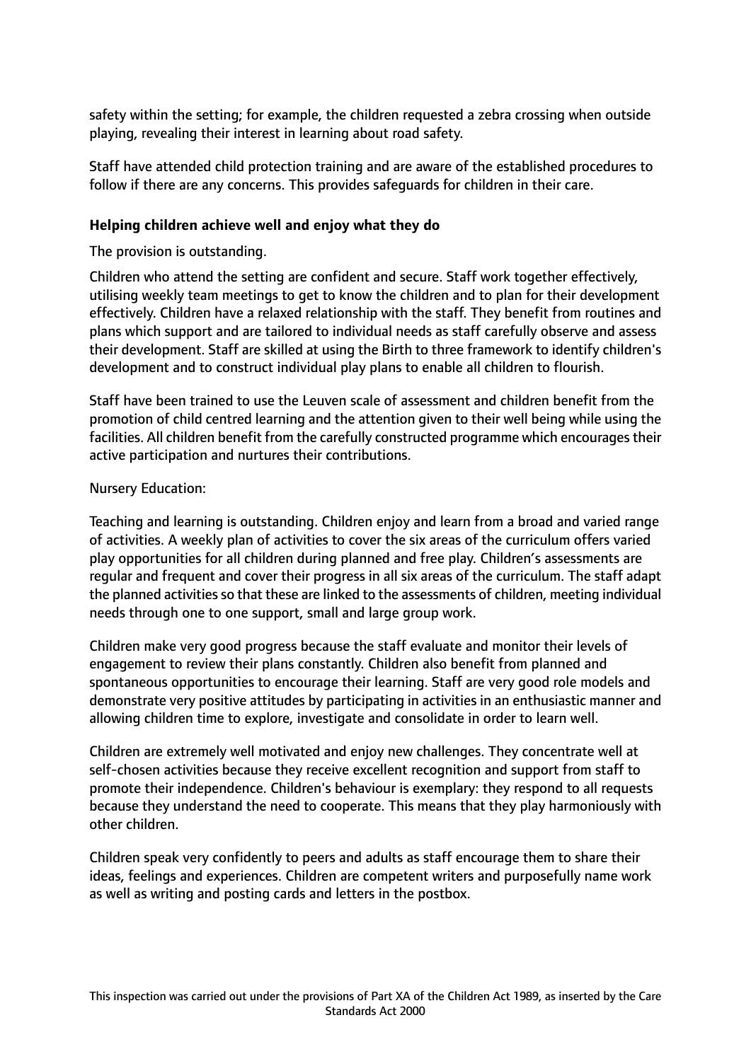safety within the setting; for example, the children requested a zebra crossing when outside playing, revealing their interest in learning about road safety.

Staff have attended child protection training and are aware of the established procedures to follow if there are any concerns. This provides safeguards for children in their care.

### Helping children achieve well and enjoy what they do

The provision is outstanding.

Children who attend the setting are confident and secure. Staff work together effectively, utilising weekly team meetings to get to know the children and to plan for their development effectively. Children have a relaxed relationship with the staff. They benefit from routines and plans which support and are tailored to individual needs as staff carefully observe and assess their development. Staff are skilled at using the Birth to three framework to identify children's development and to construct individual play plans to enable all children to flourish.

Staff have been trained to use the Leuven scale of assessment and children benefit from the promotion of child centred learning and the attention given to their well being while using the facilities. All children benefit from the carefully constructed programme which encourages their active participation and nurtures their contributions.

Nursery Education:

Teaching and learning is outstanding. Children enjoy and learn from a broad and varied range of activities. A weekly plan of activities to cover the six areas of the curriculum offers varied play opportunities for all children during planned and free play. Children's assessments are regular and frequent and cover their progress in all six areas of the curriculum. The staff adapt the planned activities so that these are linked to the assessments of children, meeting individual needs through one to one support, small and large group work.

Children make very good progress because the staff evaluate and monitor their levels of engagement to review their plans constantly. Children also benefit from planned and spontaneous opportunities to encourage their learning. Staff are very good role models and demonstrate very positive attitudes by participating in activities in an enthusiastic manner and allowing children time to explore, investigate and consolidate in order to learn well.

Children are extremely well motivated and enjoy new challenges. They concentrate well at self-chosen activities because they receive excellent recognition and support from staff to promote their independence. Children's behaviour is exemplary: they respond to all requests because they understand the need to cooperate. This means that they play harmoniously with other children.

Children speak very confidently to peers and adults as staff encourage them to share their ideas, feelings and experiences. Children are competent writers and purposefully name work as well as writing and posting cards and letters in the postbox.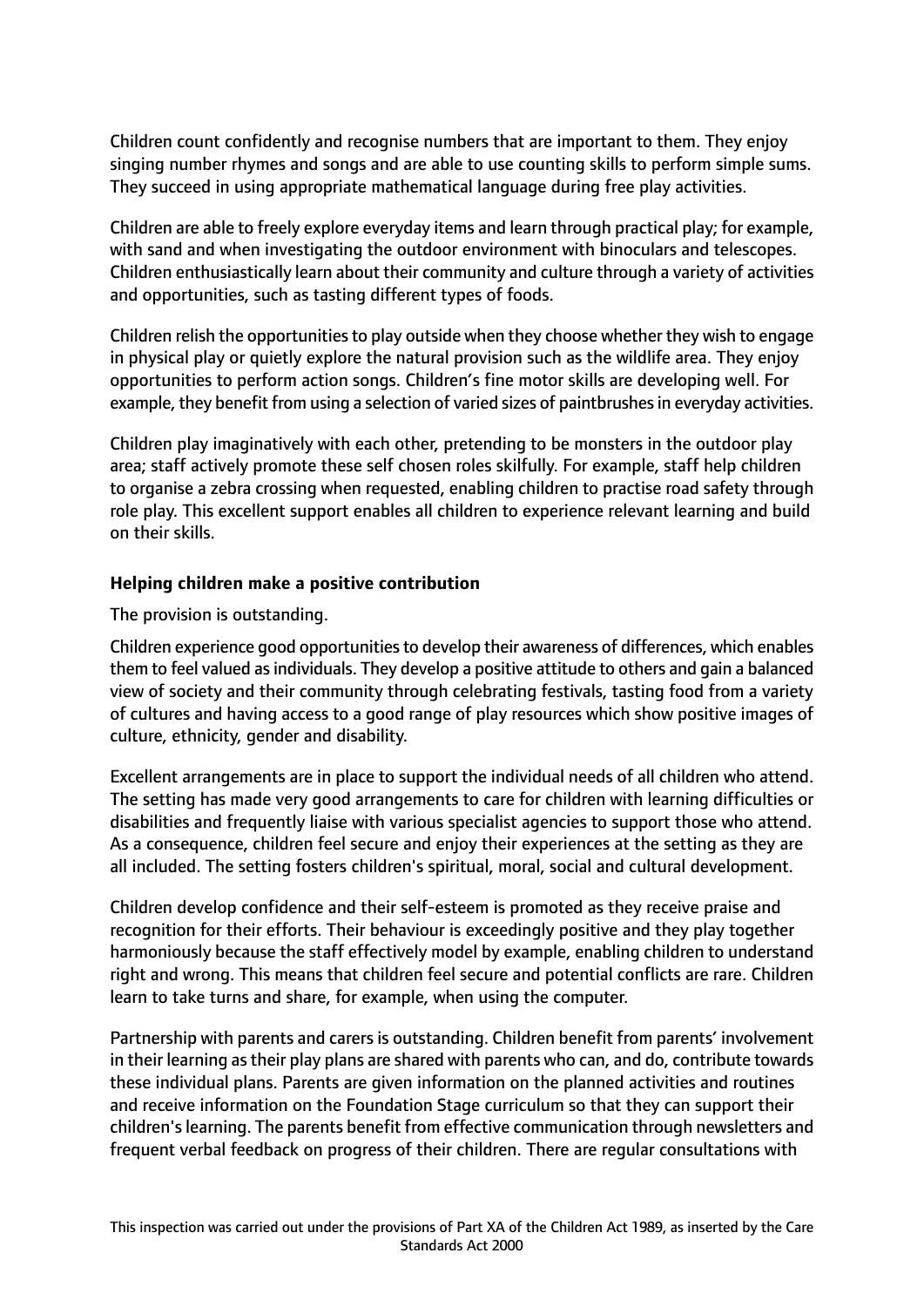Children count confidently and recognise numbers that are important to them. They enjoy singing number rhymes and songs and are able to use counting skills to perform simple sums. They succeed in using appropriate mathematical language during free play activities.

Children are able to freely explore everyday items and learn through practical play; for example, with sand and when investigating the outdoor environment with binoculars and telescopes. Children enthusiastically learn about their community and culture through a variety of activities and opportunities, such as tasting different types of foods.

Children relish the opportunities to play outside when they choose whether they wish to engage in physical play or quietly explore the natural provision such as the wildlife area. They enjoy opportunities to perform action songs. Children's fine motor skills are developing well. For example, they benefit from using a selection of varied sizes of paintbrushes in everyday activities.

Children play imaginatively with each other, pretending to be monsters in the outdoor play area; staff actively promote these self chosen roles skilfully. For example, staff help children to organise a zebra crossing when requested, enabling children to practise road safety through role play. This excellent support enables all children to experience relevant learning and build on their skills.

**Helping children make a positive contribution**

The provision is outstanding.

Children experience good opportunities to develop their awareness of differences, which enables them to feel valued as individuals. They develop a positive attitude to others and gain a balanced view of society and their community through celebrating festivals, tasting food from a variety of cultures and having access to a good range of play resources which show positive images of culture, ethnicity, gender and disability.

Excellent arrangements are in place to support the individual needs of all children who attend. The setting has made very good arrangements to care for children with learning difficulties or disabilities and frequently liaise with various specialist agencies to support those who attend. As a consequence, children feel secure and enjoy their experiences at the setting as they are all included. The setting fosters children's spiritual, moral, social and cultural development.

Children develop confidence and their self-esteem is promoted as they receive praise and recognition for their efforts. Their behaviour is exceedingly positive and they play together harmoniously because the staff effectively model by example, enabling children to understand right and wrong. This means that children feel secure and potential conflicts are rare. Children learn to take turns and share, for example, when using the computer.

Partnership with parents and carers is outstanding. Children benefit from parents' involvement in their learning as their play plans are shared with parents who can, and do, contribute towards these individual plans. Parents are given information on the planned activities and routines and receive information on the Foundation Stage curriculum so that they can support their children's learning. The parents benefit from effective communication through newsletters and frequent verbal feedback on progress of their children. There are regular consultations with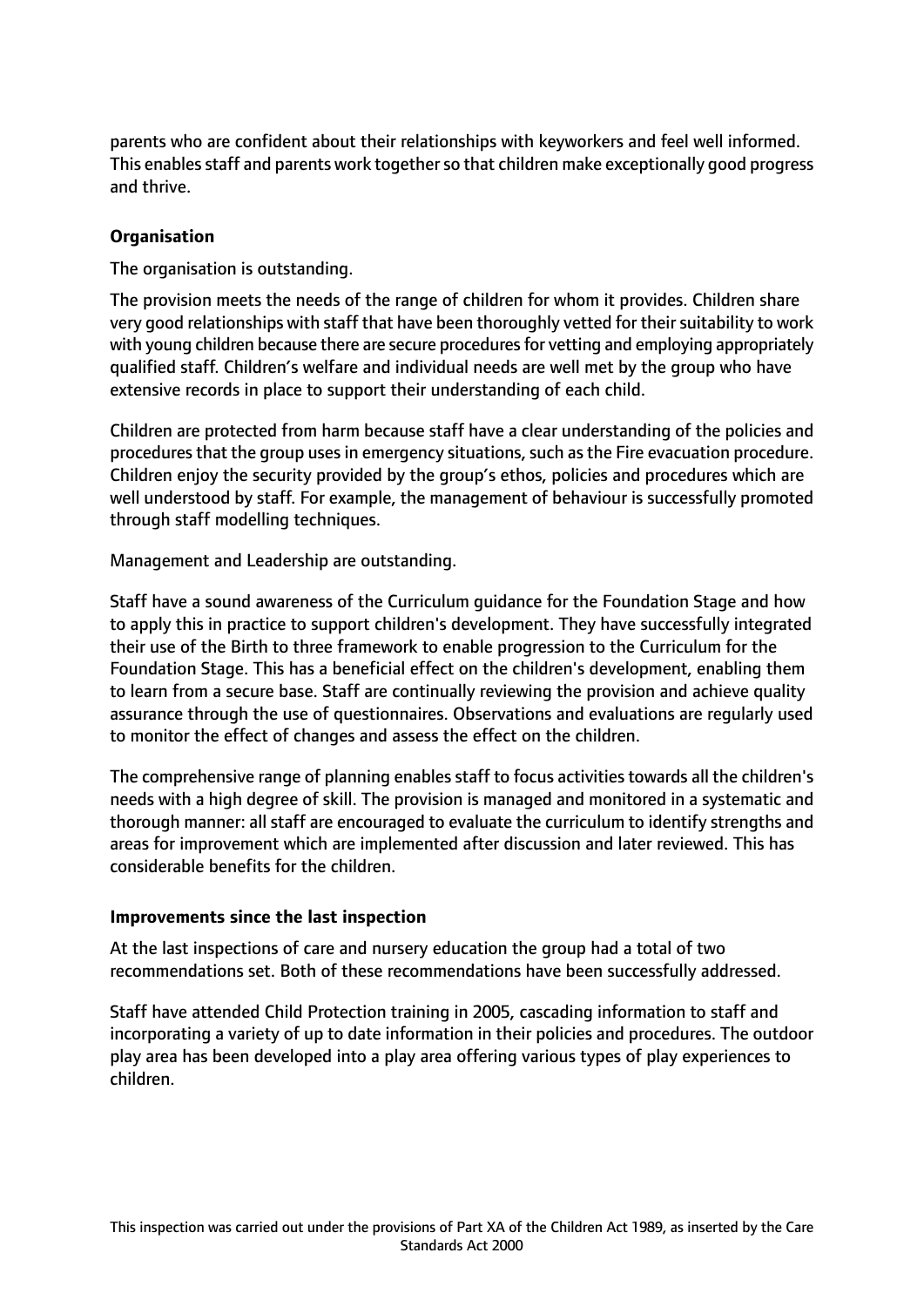parents who are confident about their relationships with keyworkers and feel well informed. This enables staff and parents work together so that children make exceptionally good progress and thrive.

**Organisation**

The organisation is outstanding.

The provision meets the needs of the range of children for whom it provides. Children share very good relationships with staff that have been thoroughly vetted for their suitability to work with young children because there are secure procedures for vetting and employing appropriately qualified staff. Children's welfare and individual needs are well met by the group who have extensive records in place to support their understanding of each child.

Children are protected from harm because staff have a clear understanding of the policies and procedures that the group uses in emergency situations, such as the Fire evacuation procedure. Children enjoy the security provided by the group's ethos, policies and procedures which are well understood by staff. For example, the management of behaviour is successfully promoted through staff modelling techniques.

Management and Leadership are outstanding.

Staff have a sound awareness of the Curriculum guidance for the Foundation Stage and how to apply this in practice to support children's development. They have successfully integrated their use of the Birth to three framework to enable progression to the Curriculum for the Foundation Stage. This has a beneficial effect on the children's development, enabling them to learn from a secure base. Staff are continually reviewing the provision and achieve quality assurance through the use of questionnaires. Observations and evaluations are regularly used to monitor the effect of changes and assess the effect on the children.

The comprehensive range of planning enables staff to focus activities towards all the children's needs with a high degree of skill. The provision is managed and monitored in a systematic and thorough manner: all staff are encouraged to evaluate the curriculum to identify strengths and areas for improvement which are implemented after discussion and later reviewed. This has considerable benefits for the children.

**Improvements since the last inspection**

At the last inspections of care and nursery education the group had a total of two recommendations set. Both of these recommendations have been successfully addressed.

Staff have attended Child Protection training in 2005, cascading information to staff and incorporating a variety of up to date information in their policies and procedures. The outdoor play area has been developed into a play area offering various types of play experiences to children.

This inspection was carried out under the provisions of Part XA of the Children Act 1989, as inserted by the Care Standards Act 2000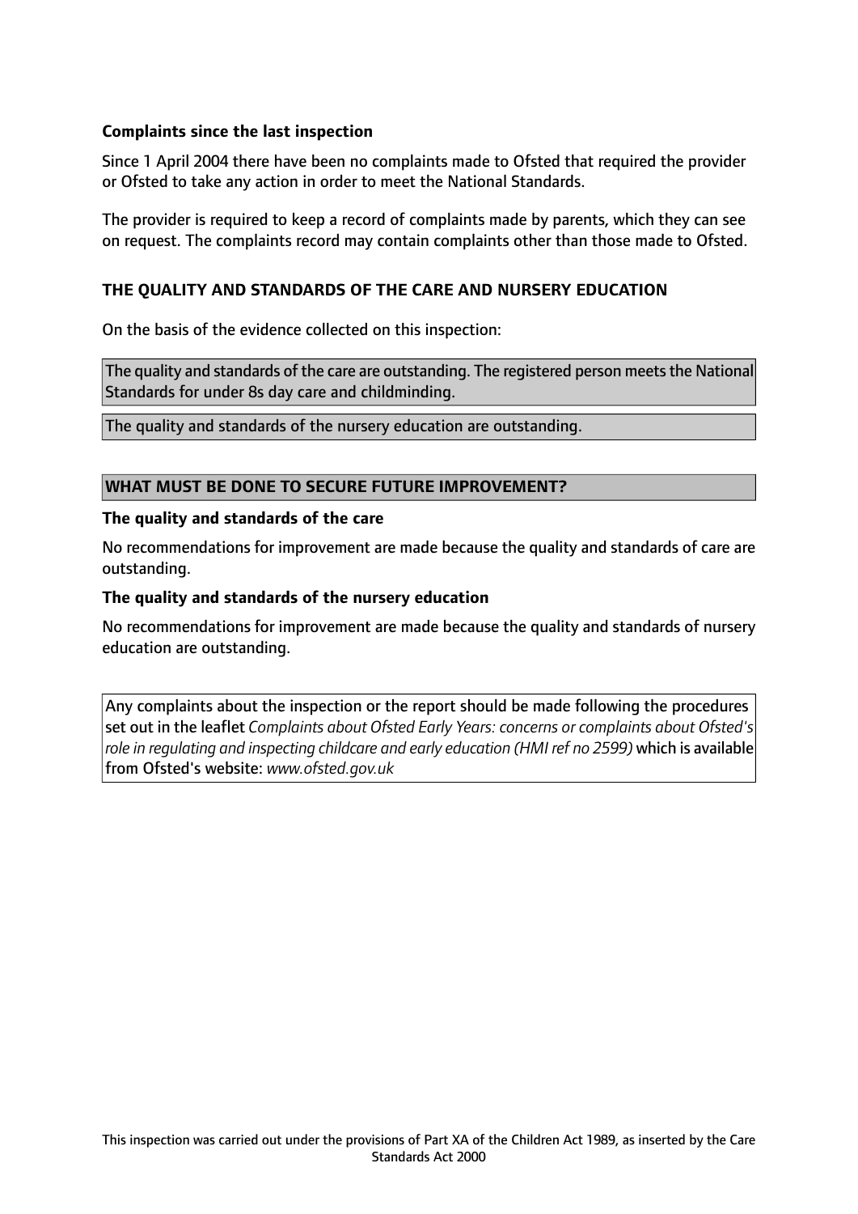**Complaints since the last inspection**

Since 1 April 2004 there have been no complaints made to Ofsted that required the provider or Ofsted to take any action in order to meet the National Standards.

The provider is required to keep a record of complaints made by parents, which they can see on request. The complaints record may contain complaints other than those made to Ofsted.

## THE QUALITY AND STANDARDS OF THE CARE AND NURSERY EDUCATION

On the basis of the evidence collected on this inspection:

The quality and standards of the care are outstanding. The registered person meets the National Standards for under 8s day care and childminding.

The quality and standards of the nursery education are outstanding.

## WHAT MUST BE DONE TO SECURE FUTURE IMPROVEMENT?

**The quality and standards of the care**

No recommendations for improvement are made because the quality and standards of care are outstanding.

**The quality and standards of the nursery education**

No recommendations for improvement are made because the quality and standards of nursery education are outstanding.

Any complaints about the inspection or the report should be made following the procedures set out in the leaflet *Complaints about Ofsted Early Years: concerns or complaints about Ofsted's role in regulating and inspecting childcare and early education (HMI ref no 2599)* which is available from Ofsted's website: *www.ofsted.gov.uk*

This inspection was carried out under the provisions of Part XA of the Children Act 1989, as inserted by the Care Standards Act 2000